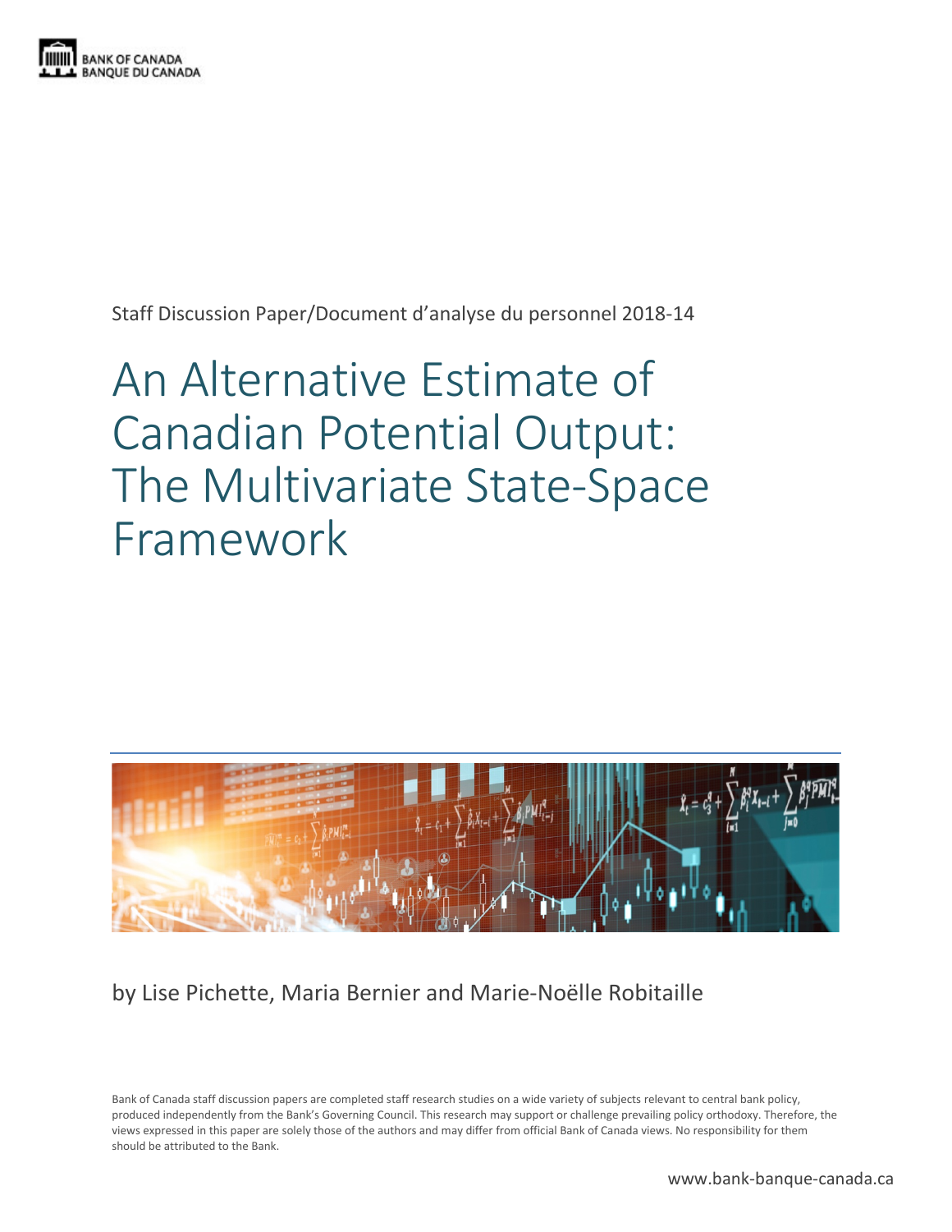BANK OF CANADA
BANQUE DU CANADA

Staff Discussion Paper/Document d'analyse du personnel 2018-14

# An Alternative Estimate of Canadian Potential Output: The Multivariate State-Space Framework

by Lise Pichette, Maria Bernier and Marie-Noëlle Robitaille

Bank of Canada staff discussion papers are completed staff research studies on a wide variety of subjects relevant to central bank policy, produced independently from the Bank's Governing Council. This research may support or challenge prevailing policy orthodoxy. Therefore, the views expressed in this paper are solely those of the authors and may differ from official Bank of Canada views. No responsibility for them should be attributed to the Bank.

www.bank-banque-canada.ca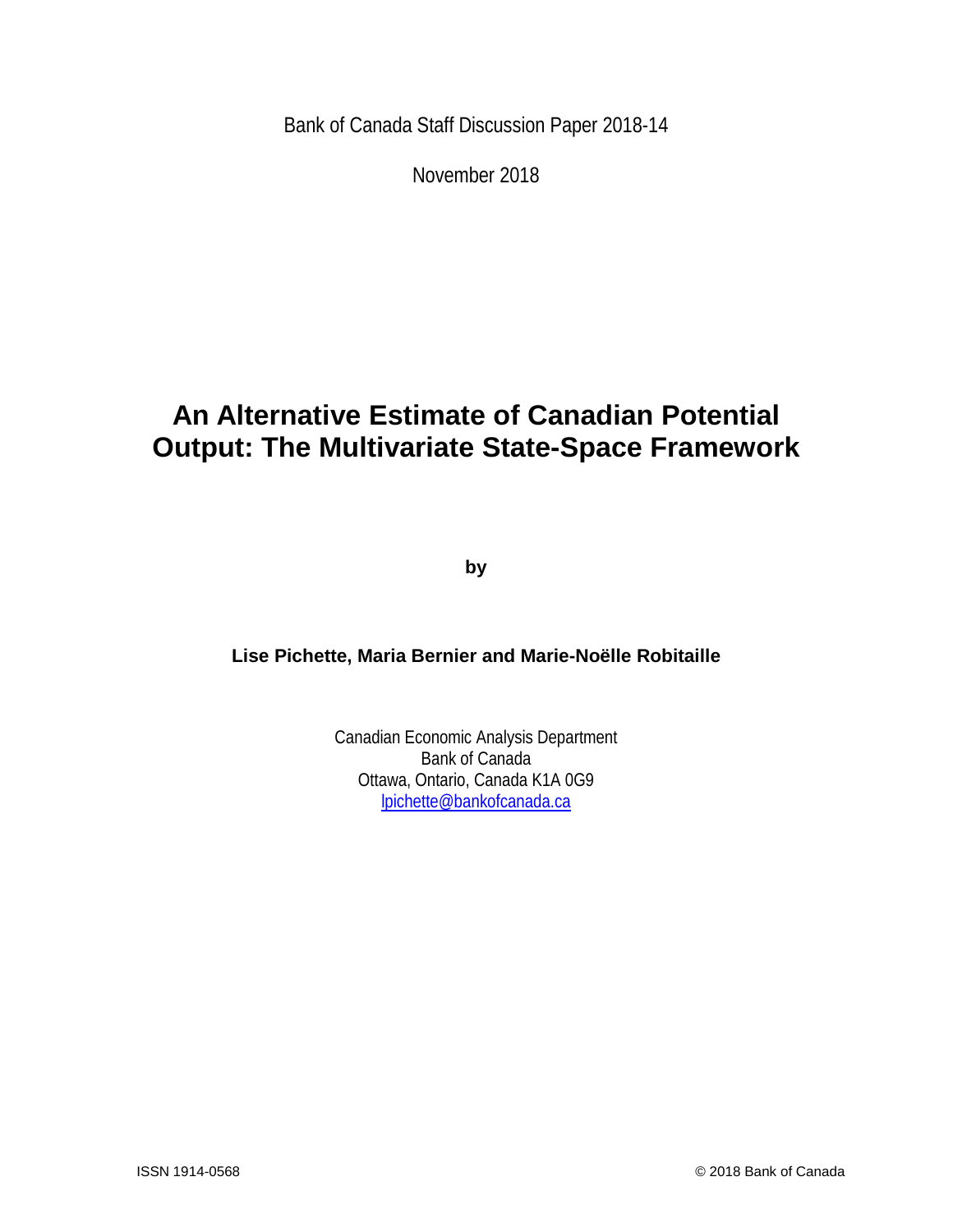Bank of Canada Staff Discussion Paper 2018-14

November 2018

# An Alternative Estimate of Canadian Potential Output: The Multivariate State-Space Framework

**by**

**Lise Pichette, Maria Bernier and Marie-Noëlle Robitaille**

Canadian Economic Analysis Department
Bank of Canada
Ottawa, Ontario, Canada K1A 0G9
lpichette@bankofcanada.ca

ISSN 1914-0568 © 2018 Bank of Canada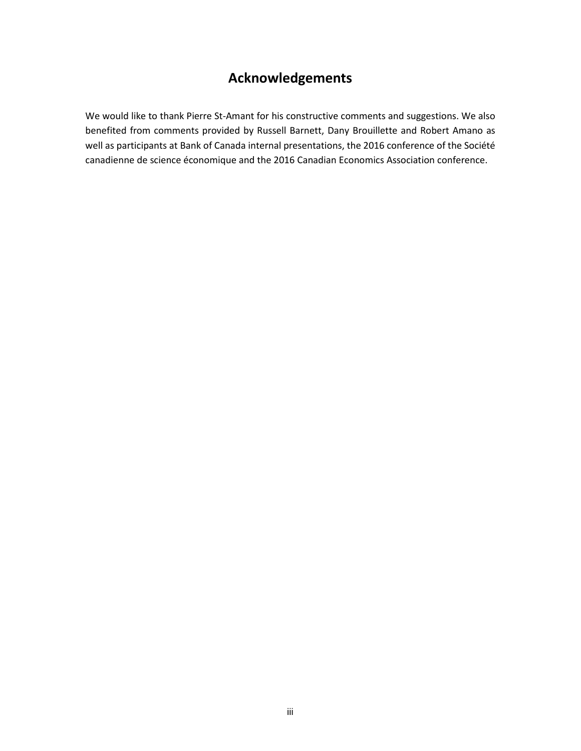## Acknowledgements

We would like to thank Pierre St-Amant for his constructive comments and suggestions. We also benefited from comments provided by Russell Barnett, Dany Brouillette and Robert Amano as well as participants at Bank of Canada internal presentations, the 2016 conference of the Société canadienne de science économique and the 2016 Canadian Economics Association conference.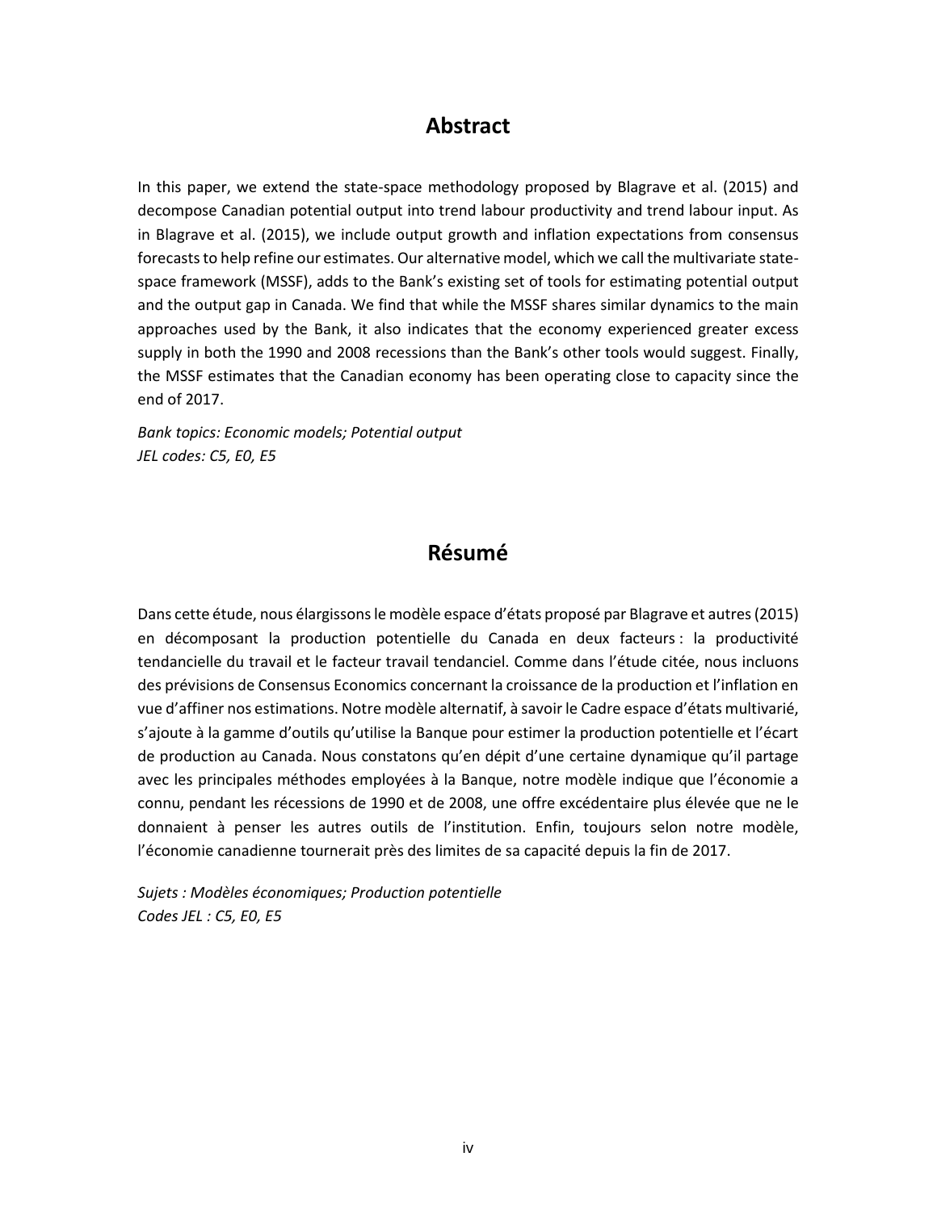## Abstract

In this paper, we extend the state-space methodology proposed by Blagrave et al. (2015) and decompose Canadian potential output into trend labour productivity and trend labour input. As in Blagrave et al. (2015), we include output growth and inflation expectations from consensus forecasts to help refine our estimates. Our alternative model, which we call the multivariate state-space framework (MSSF), adds to the Bank's existing set of tools for estimating potential output and the output gap in Canada. We find that while the MSSF shares similar dynamics to the main approaches used by the Bank, it also indicates that the economy experienced greater excess supply in both the 1990 and 2008 recessions than the Bank's other tools would suggest. Finally, the MSSF estimates that the Canadian economy has been operating close to capacity since the end of 2017.

*Bank topics: Economic models; Potential output*
*JEL codes: C5, E0, E5*

## Résumé

Dans cette étude, nous élargissons le modèle espace d'états proposé par Blagrave et autres (2015) en décomposant la production potentielle du Canada en deux facteurs : la productivité tendancielle du travail et le facteur travail tendanciel. Comme dans l'étude citée, nous incluons des prévisions de Consensus Economics concernant la croissance de la production et l'inflation en vue d'affiner nos estimations. Notre modèle alternatif, à savoir le Cadre espace d'états multivarié, s'ajoute à la gamme d'outils qu'utilise la Banque pour estimer la production potentielle et l'écart de production au Canada. Nous constatons qu'en dépit d'une certaine dynamique qu'il partage avec les principales méthodes employées à la Banque, notre modèle indique que l'économie a connu, pendant les récessions de 1990 et de 2008, une offre excédentaire plus élevée que ne le donnaient à penser les autres outils de l'institution. Enfin, toujours selon notre modèle, l'économie canadienne tournerait près des limites de sa capacité depuis la fin de 2017.

*Sujets : Modèles économiques; Production potentielle*
*Codes JEL : C5, E0, E5*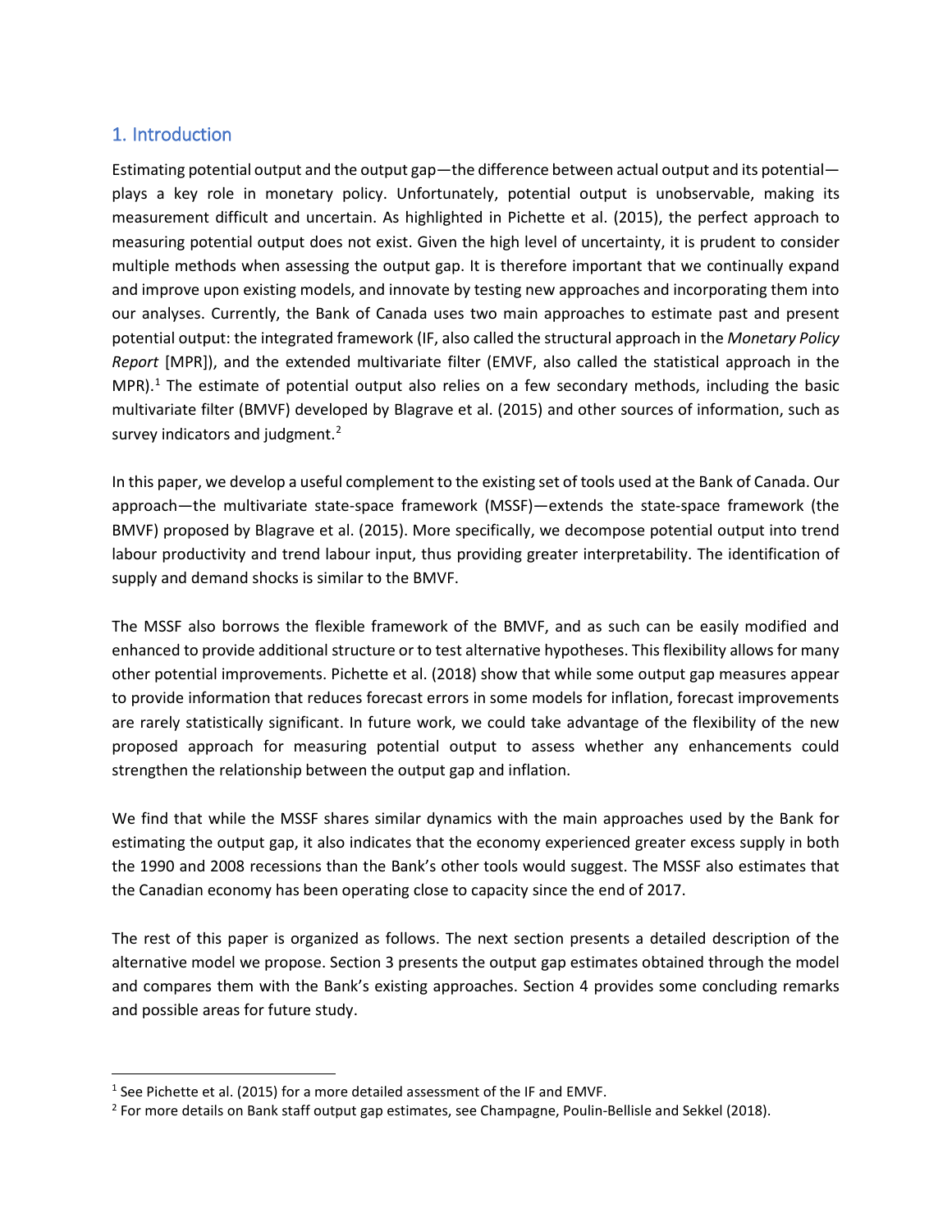## 1. Introduction

Estimating potential output and the output gap—the difference between actual output and its potential—plays a key role in monetary policy. Unfortunately, potential output is unobservable, making its measurement difficult and uncertain. As highlighted in Pichette et al. (2015), the perfect approach to measuring potential output does not exist. Given the high level of uncertainty, it is prudent to consider multiple methods when assessing the output gap. It is therefore important that we continually expand and improve upon existing models, and innovate by testing new approaches and incorporating them into our analyses. Currently, the Bank of Canada uses two main approaches to estimate past and present potential output: the integrated framework (IF, also called the structural approach in the *Monetary Policy Report* [MPR]), and the extended multivariate filter (EMVF, also called the statistical approach in the MPR).[1] The estimate of potential output also relies on a few secondary methods, including the basic multivariate filter (BMVF) developed by Blagrave et al. (2015) and other sources of information, such as survey indicators and judgment.[2]

In this paper, we develop a useful complement to the existing set of tools used at the Bank of Canada. Our approach—the multivariate state-space framework (MSSF)—extends the state-space framework (the BMVF) proposed by Blagrave et al. (2015). More specifically, we decompose potential output into trend labour productivity and trend labour input, thus providing greater interpretability. The identification of supply and demand shocks is similar to the BMVF.

The MSSF also borrows the flexible framework of the BMVF, and as such can be easily modified and enhanced to provide additional structure or to test alternative hypotheses. This flexibility allows for many other potential improvements. Pichette et al. (2018) show that while some output gap measures appear to provide information that reduces forecast errors in some models for inflation, forecast improvements are rarely statistically significant. In future work, we could take advantage of the flexibility of the new proposed approach for measuring potential output to assess whether any enhancements could strengthen the relationship between the output gap and inflation.

We find that while the MSSF shares similar dynamics with the main approaches used by the Bank for estimating the output gap, it also indicates that the economy experienced greater excess supply in both the 1990 and 2008 recessions than the Bank's other tools would suggest. The MSSF also estimates that the Canadian economy has been operating close to capacity since the end of 2017.

The rest of this paper is organized as follows. The next section presents a detailed description of the alternative model we propose. Section 3 presents the output gap estimates obtained through the model and compares them with the Bank's existing approaches. Section 4 provides some concluding remarks and possible areas for future study.

---

[1] See Pichette et al. (2015) for a more detailed assessment of the IF and EMVF.

[2] For more details on Bank staff output gap estimates, see Champagne, Poulin-Bellisle and Sekkel (2018).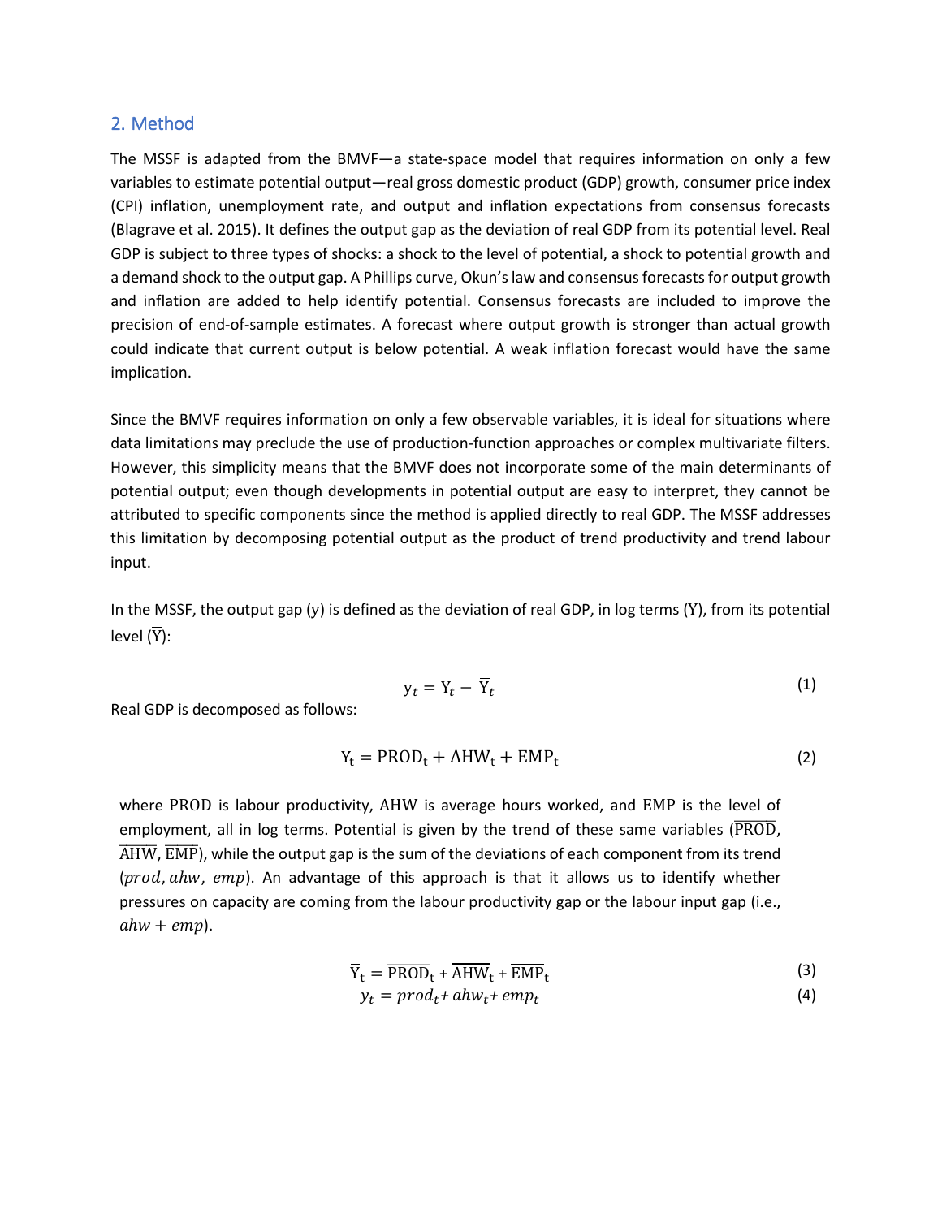## 2. Method

The MSSF is adapted from the BMVF—a state-space model that requires information on only a few variables to estimate potential output—real gross domestic product (GDP) growth, consumer price index (CPI) inflation, unemployment rate, and output and inflation expectations from consensus forecasts (Blagrave et al. 2015). It defines the output gap as the deviation of real GDP from its potential level. Real GDP is subject to three types of shocks: a shock to the level of potential, a shock to potential growth and a demand shock to the output gap. A Phillips curve, Okun's law and consensus forecasts for output growth and inflation are added to help identify potential. Consensus forecasts are included to improve the precision of end-of-sample estimates. A forecast where output growth is stronger than actual growth could indicate that current output is below potential. A weak inflation forecast would have the same implication.

Since the BMVF requires information on only a few observable variables, it is ideal for situations where data limitations may preclude the use of production-function approaches or complex multivariate filters. However, this simplicity means that the BMVF does not incorporate some of the main determinants of potential output; even though developments in potential output are easy to interpret, they cannot be attributed to specific components since the method is applied directly to real GDP. The MSSF addresses this limitation by decomposing potential output as the product of trend productivity and trend labour input.

In the MSSF, the output gap ($y$) is defined as the deviation of real GDP, in log terms ($\mathrm{Y}$), from its potential level ($\overline{\mathrm{Y}}$):

$$y_t = \mathrm{Y}_t - \overline{\mathrm{Y}}_t \tag{1}$$

Real GDP is decomposed as follows:

$$\mathrm{Y}_t = \mathrm{PROD}_t + \mathrm{AHW}_t + \mathrm{EMP}_t \tag{2}$$

where PROD is labour productivity, AHW is average hours worked, and EMP is the level of employment, all in log terms. Potential is given by the trend of these same variables ($\overline{\mathrm{PROD}}$, $\overline{\mathrm{AHW}}$, $\overline{\mathrm{EMP}}$), while the output gap is the sum of the deviations of each component from its trend ($prod$, $ahw$, $emp$). An advantage of this approach is that it allows us to identify whether pressures on capacity are coming from the labour productivity gap or the labour input gap (i.e., $ahw + emp$).

$$\overline{\mathrm{Y}}_t = \overline{\mathrm{PROD}}_t + \overline{\mathrm{AHW}}_t + \overline{\mathrm{EMP}}_t \tag{3}$$

$$y_t = prod_t + ahw_t + emp_t \tag{4}$$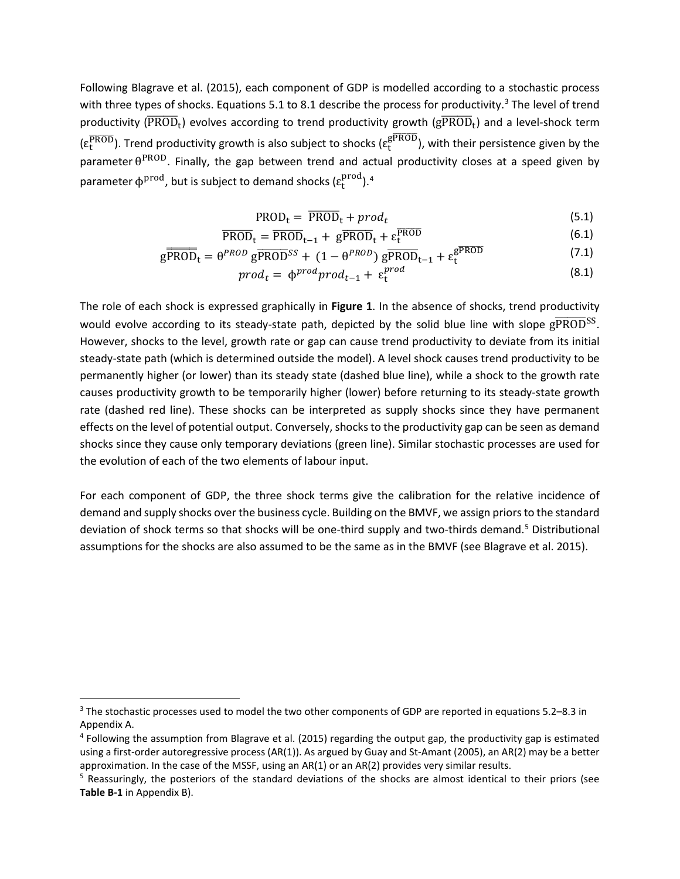Following Blagrave et al. (2015), each component of GDP is modelled according to a stochastic process with three types of shocks. Equations 5.1 to 8.1 describe the process for productivity.[3] The level of trend productivity ($\overline{\mathrm{PROD}}_{\mathrm{t}}$) evolves according to trend productivity growth ($\mathrm{g}\overline{\mathrm{PROD}}_{\mathrm{t}}$) and a level-shock term ($\varepsilon_{\mathrm{t}}^{\overline{\mathrm{PROD}}}$). Trend productivity growth is also subject to shocks ($\varepsilon_{\mathrm{t}}^{\mathrm{g}\overline{\mathrm{PROD}}}$), with their persistence given by the parameter $\theta^{\mathrm{PROD}}$. Finally, the gap between trend and actual productivity closes at a speed given by parameter $\phi^{\mathrm{prod}}$, but is subject to demand shocks ($\varepsilon_{\mathrm{t}}^{\mathrm{prod}}$).[4]

$$\mathrm{PROD}_{\mathrm{t}} = \overline{\mathrm{PROD}}_{\mathrm{t}} + prod_t \tag{5.1}$$

$$\overline{\mathrm{PROD}}_{\mathrm{t}} = \overline{\mathrm{PROD}}_{\mathrm{t-1}} + \mathrm{g}\overline{\mathrm{PROD}}_{\mathrm{t}} + \varepsilon_{\mathrm{t}}^{\overline{\mathrm{PROD}}} \tag{6.1}$$

$$\mathrm{g}\overline{\mathrm{PROD}}_{\mathrm{t}} = \theta^{PROD}\,\mathrm{g}\overline{\mathrm{PROD}}^{SS} + (1-\theta^{PROD})\,\mathrm{g}\overline{\mathrm{PROD}}_{\mathrm{t-1}} + \varepsilon_{\mathrm{t}}^{\mathrm{g}\overline{\mathrm{PROD}}} \tag{7.1}$$

$$prod_t = \phi^{prod} prod_{t-1} + \varepsilon_{\mathrm{t}}^{prod} \tag{8.1}$$

The role of each shock is expressed graphically in **Figure 1**. In the absence of shocks, trend productivity would evolve according to its steady-state path, depicted by the solid blue line with slope $\mathrm{g}\overline{\mathrm{PROD}}^{\mathrm{SS}}$. However, shocks to the level, growth rate or gap can cause trend productivity to deviate from its initial steady-state path (which is determined outside the model). A level shock causes trend productivity to be permanently higher (or lower) than its steady state (dashed blue line), while a shock to the growth rate causes productivity growth to be temporarily higher (lower) before returning to its steady-state growth rate (dashed red line). These shocks can be interpreted as supply shocks since they have permanent effects on the level of potential output. Conversely, shocks to the productivity gap can be seen as demand shocks since they cause only temporary deviations (green line). Similar stochastic processes are used for the evolution of each of the two elements of labour input.

For each component of GDP, the three shock terms give the calibration for the relative incidence of demand and supply shocks over the business cycle. Building on the BMVF, we assign priors to the standard deviation of shock terms so that shocks will be one-third supply and two-thirds demand.[5] Distributional assumptions for the shocks are also assumed to be the same as in the BMVF (see Blagrave et al. 2015).

---

[3] The stochastic processes used to model the two other components of GDP are reported in equations 5.2–8.3 in Appendix A.

[4] Following the assumption from Blagrave et al. (2015) regarding the output gap, the productivity gap is estimated using a first-order autoregressive process (AR(1)). As argued by Guay and St-Amant (2005), an AR(2) may be a better approximation. In the case of the MSSF, using an AR(1) or an AR(2) provides very similar results.

[5] Reassuringly, the posteriors of the standard deviations of the shocks are almost identical to their priors (see **Table B-1** in Appendix B).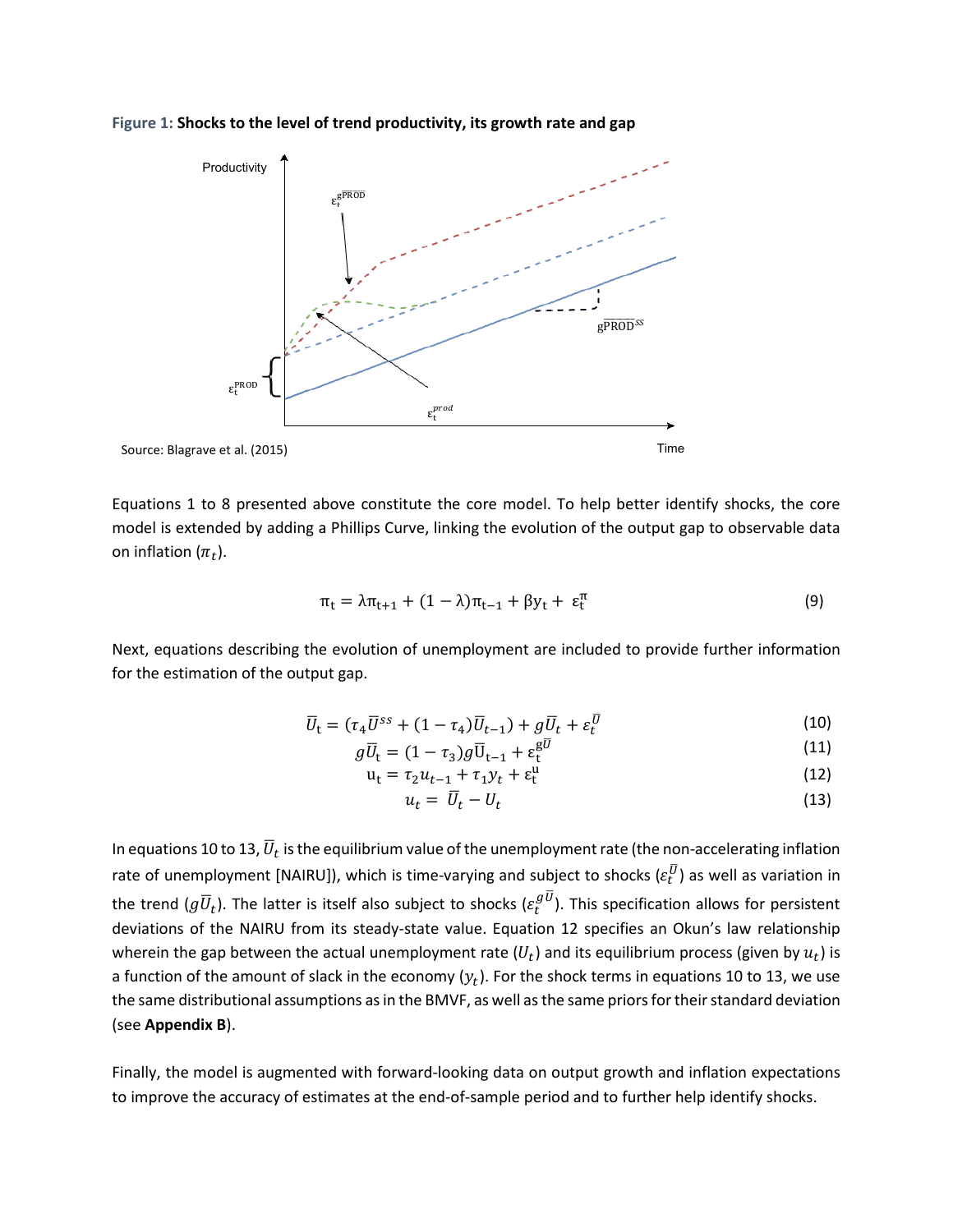**Figure 1: Shocks to the level of trend productivity, its growth rate and gap**

Source: Blagrave et al. (2015)

Equations 1 to 8 presented above constitute the core model. To help better identify shocks, the core model is extended by adding a Phillips Curve, linking the evolution of the output gap to observable data on inflation ($\pi_t$).

$$\pi_t = \lambda\pi_{t+1} + (1-\lambda)\pi_{t-1} + \beta y_t + \varepsilon_t^{\pi} \tag{9}$$

Next, equations describing the evolution of unemployment are included to provide further information for the estimation of the output gap.

$$\overline{U}_t = (\tau_4\overline{U}^{ss} + (1-\tau_4)\overline{U}_{t-1}) + g\overline{U}_t + \varepsilon_t^{\overline{U}} \tag{10}$$

$$g\overline{U}_t = (1-\tau_3)g\overline{U}_{t-1} + \varepsilon_t^{g\overline{U}} \tag{11}$$

$$u_t = \tau_2 u_{t-1} + \tau_1 y_t + \varepsilon_t^{u} \tag{12}$$

$$u_t = \overline{U}_t - U_t \tag{13}$$

In equations 10 to 13, $\overline{U}_t$ is the equilibrium value of the unemployment rate (the non-accelerating inflation rate of unemployment [NAIRU]), which is time-varying and subject to shocks ($\varepsilon_t^{\overline{U}}$) as well as variation in the trend ($g\overline{U}_t$). The latter is itself also subject to shocks ($\varepsilon_t^{g\overline{U}}$). This specification allows for persistent deviations of the NAIRU from its steady-state value. Equation 12 specifies an Okun's law relationship wherein the gap between the actual unemployment rate ($U_t$) and its equilibrium process (given by $u_t$) is a function of the amount of slack in the economy ($y_t$). For the shock terms in equations 10 to 13, we use the same distributional assumptions as in the BMVF, as well as the same priors for their standard deviation (see **Appendix B**).

Finally, the model is augmented with forward-looking data on output growth and inflation expectations to improve the accuracy of estimates at the end-of-sample period and to further help identify shocks.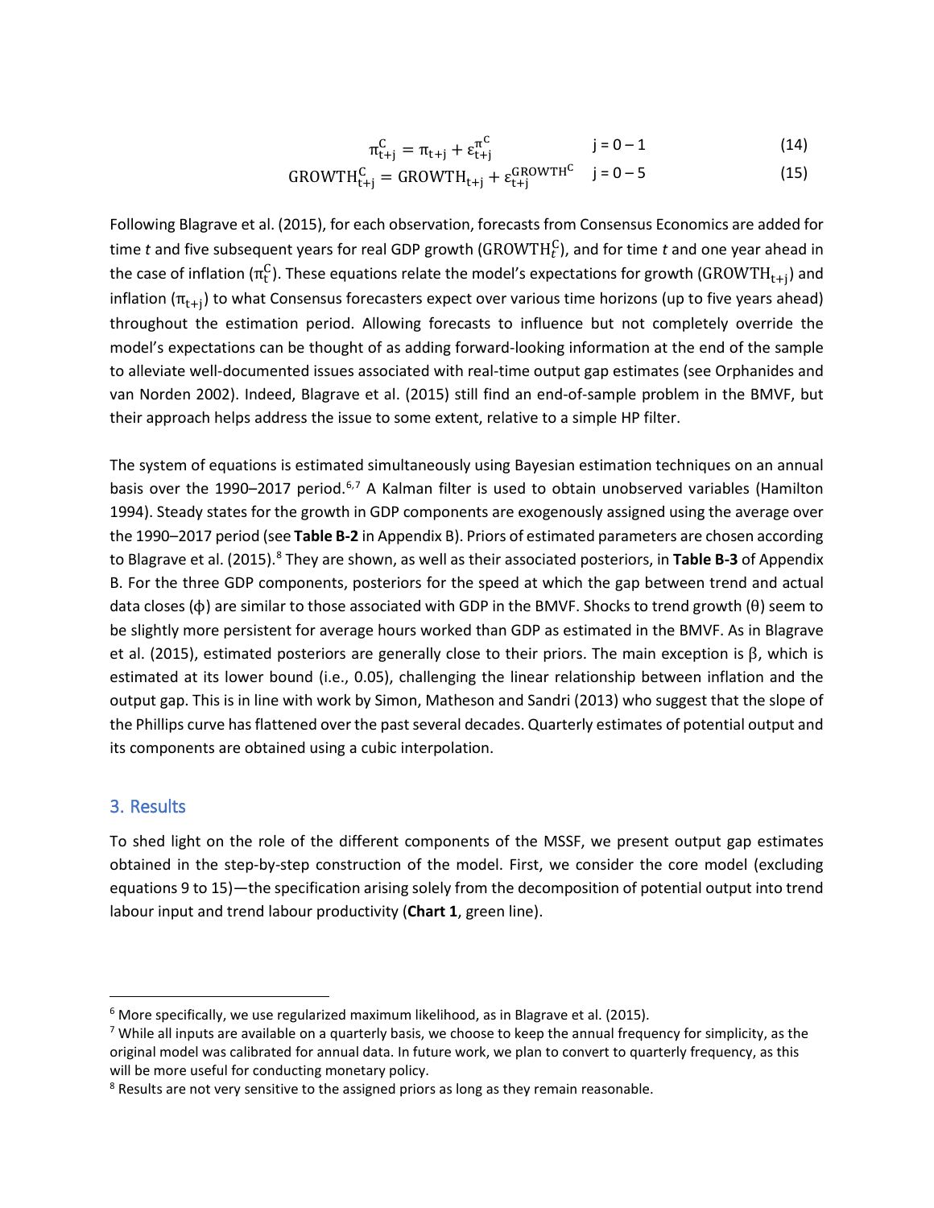$$\pi^{C}_{t+j} = \pi_{t+j} + \varepsilon^{\pi^{C}}_{t+j} \qquad j = 0-1 \tag{14}$$

$$\text{GROWTH}^{C}_{t+j} = \text{GROWTH}_{t+j} + \varepsilon^{\text{GROWTH}^{C}}_{t+j} \qquad j = 0-5 \tag{15}$$

Following Blagrave et al. (2015), for each observation, forecasts from Consensus Economics are added for time *t* and five subsequent years for real GDP growth ($\text{GROWTH}^{C}_{t}$), and for time *t* and one year ahead in the case of inflation ($\pi^{C}_{t}$). These equations relate the model's expectations for growth ($\text{GROWTH}_{t+j}$) and inflation ($\pi_{t+j}$) to what Consensus forecasters expect over various time horizons (up to five years ahead) throughout the estimation period. Allowing forecasts to influence but not completely override the model's expectations can be thought of as adding forward-looking information at the end of the sample to alleviate well-documented issues associated with real-time output gap estimates (see Orphanides and van Norden 2002). Indeed, Blagrave et al. (2015) still find an end-of-sample problem in the BMVF, but their approach helps address the issue to some extent, relative to a simple HP filter.

The system of equations is estimated simultaneously using Bayesian estimation techniques on an annual basis over the 1990–2017 period.[6,7] A Kalman filter is used to obtain unobserved variables (Hamilton 1994). Steady states for the growth in GDP components are exogenously assigned using the average over the 1990–2017 period (see **Table B-2** in Appendix B). Priors of estimated parameters are chosen according to Blagrave et al. (2015).[8] They are shown, as well as their associated posteriors, in **Table B-3** of Appendix B. For the three GDP components, posteriors for the speed at which the gap between trend and actual data closes ($\phi$) are similar to those associated with GDP in the BMVF. Shocks to trend growth ($\theta$) seem to be slightly more persistent for average hours worked than GDP as estimated in the BMVF. As in Blagrave et al. (2015), estimated posteriors are generally close to their priors. The main exception is $\beta$, which is estimated at its lower bound (i.e., 0.05), challenging the linear relationship between inflation and the output gap. This is in line with work by Simon, Matheson and Sandri (2013) who suggest that the slope of the Phillips curve has flattened over the past several decades. Quarterly estimates of potential output and its components are obtained using a cubic interpolation.

## 3. Results

To shed light on the role of the different components of the MSSF, we present output gap estimates obtained in the step-by-step construction of the model. First, we consider the core model (excluding equations 9 to 15)—the specification arising solely from the decomposition of potential output into trend labour input and trend labour productivity (**Chart 1**, green line).

---

[6] More specifically, we use regularized maximum likelihood, as in Blagrave et al. (2015).

[7] While all inputs are available on a quarterly basis, we choose to keep the annual frequency for simplicity, as the original model was calibrated for annual data. In future work, we plan to convert to quarterly frequency, as this will be more useful for conducting monetary policy.

[8] Results are not very sensitive to the assigned priors as long as they remain reasonable.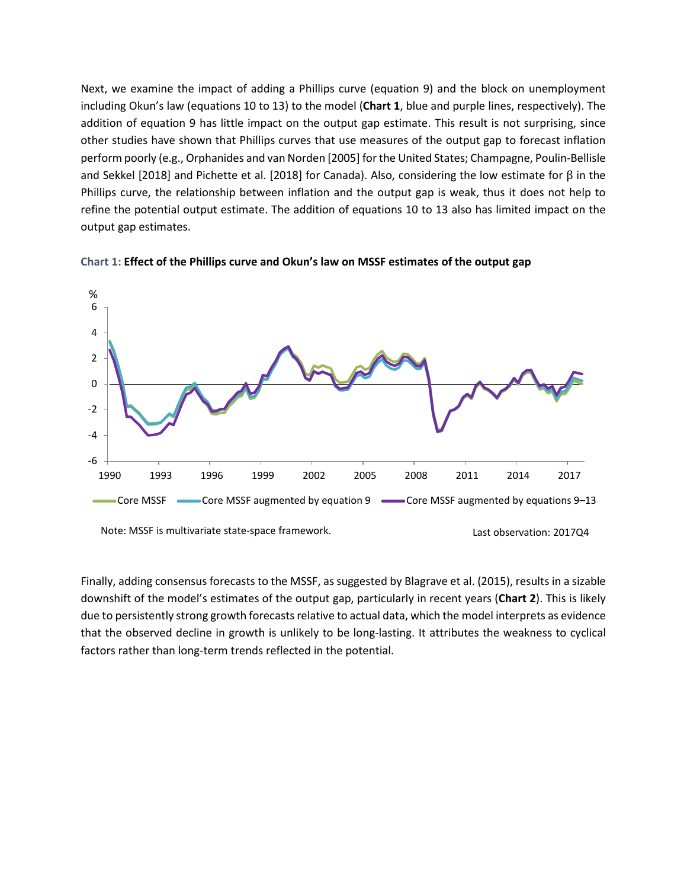Next, we examine the impact of adding a Phillips curve (equation 9) and the block on unemployment including Okun's law (equations 10 to 13) to the model (**Chart 1**, blue and purple lines, respectively). The addition of equation 9 has little impact on the output gap estimate. This result is not surprising, since other studies have shown that Phillips curves that use measures of the output gap to forecast inflation perform poorly (e.g., Orphanides and van Norden [2005] for the United States; Champagne, Poulin-Bellisle and Sekkel [2018] and Pichette et al. [2018] for Canada). Also, considering the low estimate for $\beta$ in the Phillips curve, the relationship between inflation and the output gap is weak, thus it does not help to refine the potential output estimate. The addition of equations 10 to 13 also has limited impact on the output gap estimates.

**Chart 1: Effect of the Phillips curve and Okun's law on MSSF estimates of the output gap**

Legend: Core MSSF; Core MSSF augmented by equation 9; Core MSSF augmented by equations 9–13

Note: MSSF is multivariate state-space framework.

Last observation: 2017Q4

Finally, adding consensus forecasts to the MSSF, as suggested by Blagrave et al. (2015), results in a sizable downshift of the model's estimates of the output gap, particularly in recent years (**Chart 2**). This is likely due to persistently strong growth forecasts relative to actual data, which the model interprets as evidence that the observed decline in growth is unlikely to be long-lasting. It attributes the weakness to cyclical factors rather than long-term trends reflected in the potential.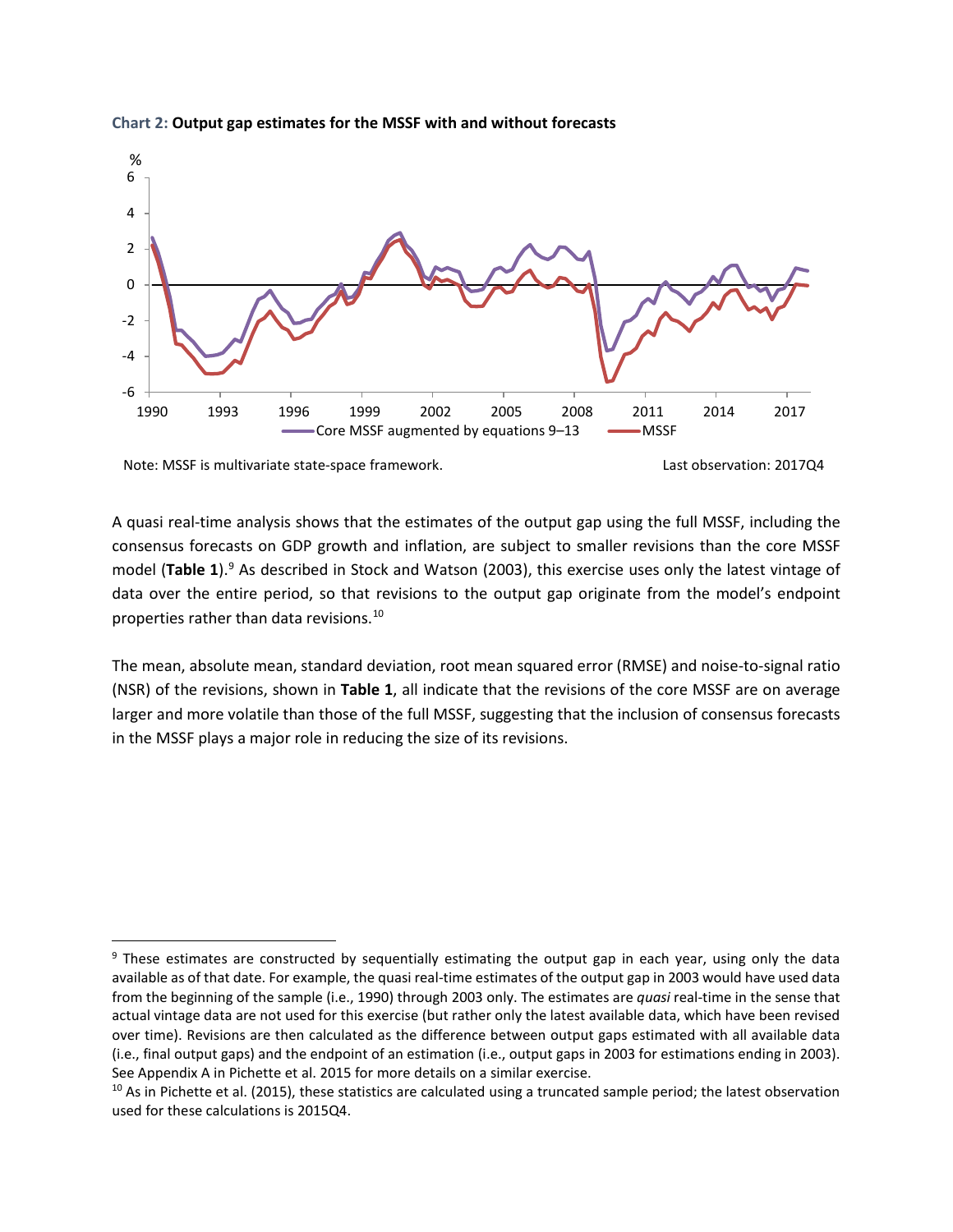**Chart 2: Output gap estimates for the MSSF with and without forecasts**

Note: MSSF is multivariate state-space framework.

Last observation: 2017Q4

A quasi real-time analysis shows that the estimates of the output gap using the full MSSF, including the consensus forecasts on GDP growth and inflation, are subject to smaller revisions than the core MSSF model (**Table 1**).[9] As described in Stock and Watson (2003), this exercise uses only the latest vintage of data over the entire period, so that revisions to the output gap originate from the model's endpoint properties rather than data revisions.[10]

The mean, absolute mean, standard deviation, root mean squared error (RMSE) and noise-to-signal ratio (NSR) of the revisions, shown in **Table 1**, all indicate that the revisions of the core MSSF are on average larger and more volatile than those of the full MSSF, suggesting that the inclusion of consensus forecasts in the MSSF plays a major role in reducing the size of its revisions.

---

[9] These estimates are constructed by sequentially estimating the output gap in each year, using only the data available as of that date. For example, the quasi real-time estimates of the output gap in 2003 would have used data from the beginning of the sample (i.e., 1990) through 2003 only. The estimates are *quasi* real-time in the sense that actual vintage data are not used for this exercise (but rather only the latest available data, which have been revised over time). Revisions are then calculated as the difference between output gaps estimated with all available data (i.e., final output gaps) and the endpoint of an estimation (i.e., output gaps in 2003 for estimations ending in 2003). See Appendix A in Pichette et al. 2015 for more details on a similar exercise.

[10] As in Pichette et al. (2015), these statistics are calculated using a truncated sample period; the latest observation used for these calculations is 2015Q4.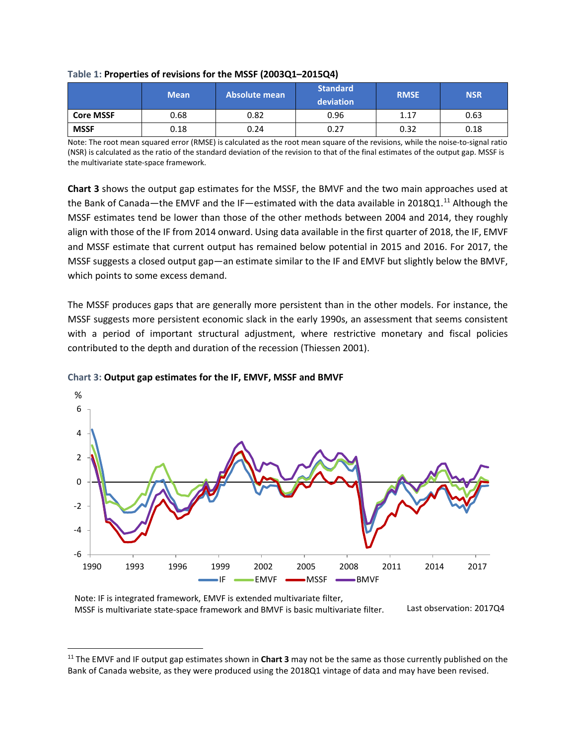**Table 1: Properties of revisions for the MSSF (2003Q1–2015Q4)**

| | Mean | Absolute mean | Standard deviation | RMSE | NSR |
|---|---|---|---|---|---|
| **Core MSSF** | 0.68 | 0.82 | 0.96 | 1.17 | 0.63 |
| **MSSF** | 0.18 | 0.24 | 0.27 | 0.32 | 0.18 |

Note: The root mean squared error (RMSE) is calculated as the root mean square of the revisions, while the noise-to-signal ratio (NSR) is calculated as the ratio of the standard deviation of the revision to that of the final estimates of the output gap. MSSF is the multivariate state-space framework.

**Chart 3** shows the output gap estimates for the MSSF, the BMVF and the two main approaches used at the Bank of Canada—the EMVF and the IF—estimated with the data available in 2018Q1.[11] Although the MSSF estimates tend be lower than those of the other methods between 2004 and 2014, they roughly align with those of the IF from 2014 onward. Using data available in the first quarter of 2018, the IF, EMVF and MSSF estimate that current output has remained below potential in 2015 and 2016. For 2017, the MSSF suggests a closed output gap—an estimate similar to the IF and EMVF but slightly below the BMVF, which points to some excess demand.

The MSSF produces gaps that are generally more persistent than in the other models. For instance, the MSSF suggests more persistent economic slack in the early 1990s, an assessment that seems consistent with a period of important structural adjustment, where restrictive monetary and fiscal policies contributed to the depth and duration of the recession (Thiessen 2001).

**Chart 3: Output gap estimates for the IF, EMVF, MSSF and BMVF**

Note: IF is integrated framework, EMVF is extended multivariate filter, MSSF is multivariate state-space framework and BMVF is basic multivariate filter.

Last observation: 2017Q4

[11] The EMVF and IF output gap estimates shown in **Chart 3** may not be the same as those currently published on the Bank of Canada website, as they were produced using the 2018Q1 vintage of data and may have been revised.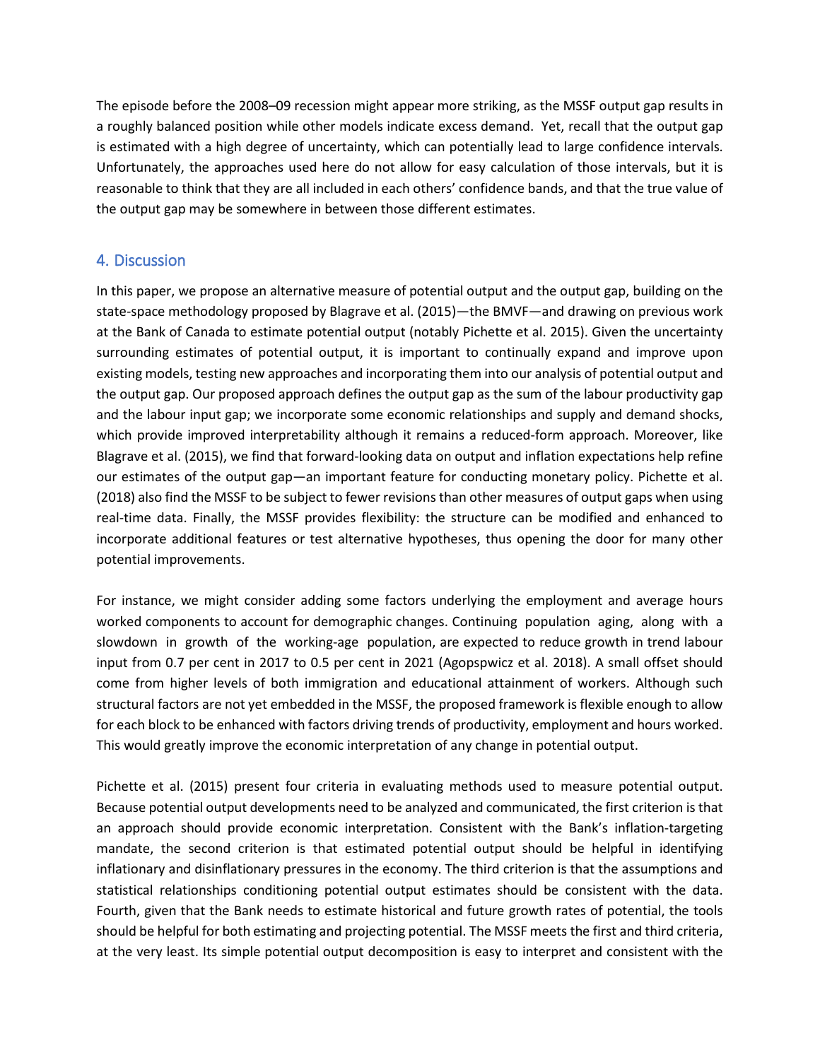The episode before the 2008–09 recession might appear more striking, as the MSSF output gap results in a roughly balanced position while other models indicate excess demand. Yet, recall that the output gap is estimated with a high degree of uncertainty, which can potentially lead to large confidence intervals. Unfortunately, the approaches used here do not allow for easy calculation of those intervals, but it is reasonable to think that they are all included in each others' confidence bands, and that the true value of the output gap may be somewhere in between those different estimates.

## 4. Discussion

In this paper, we propose an alternative measure of potential output and the output gap, building on the state-space methodology proposed by Blagrave et al. (2015)—the BMVF—and drawing on previous work at the Bank of Canada to estimate potential output (notably Pichette et al. 2015). Given the uncertainty surrounding estimates of potential output, it is important to continually expand and improve upon existing models, testing new approaches and incorporating them into our analysis of potential output and the output gap. Our proposed approach defines the output gap as the sum of the labour productivity gap and the labour input gap; we incorporate some economic relationships and supply and demand shocks, which provide improved interpretability although it remains a reduced-form approach. Moreover, like Blagrave et al. (2015), we find that forward-looking data on output and inflation expectations help refine our estimates of the output gap—an important feature for conducting monetary policy. Pichette et al. (2018) also find the MSSF to be subject to fewer revisions than other measures of output gaps when using real-time data. Finally, the MSSF provides flexibility: the structure can be modified and enhanced to incorporate additional features or test alternative hypotheses, thus opening the door for many other potential improvements.

For instance, we might consider adding some factors underlying the employment and average hours worked components to account for demographic changes. Continuing population aging, along with a slowdown in growth of the working-age population, are expected to reduce growth in trend labour input from 0.7 per cent in 2017 to 0.5 per cent in 2021 (Agopspwicz et al. 2018). A small offset should come from higher levels of both immigration and educational attainment of workers. Although such structural factors are not yet embedded in the MSSF, the proposed framework is flexible enough to allow for each block to be enhanced with factors driving trends of productivity, employment and hours worked. This would greatly improve the economic interpretation of any change in potential output.

Pichette et al. (2015) present four criteria in evaluating methods used to measure potential output. Because potential output developments need to be analyzed and communicated, the first criterion is that an approach should provide economic interpretation. Consistent with the Bank's inflation-targeting mandate, the second criterion is that estimated potential output should be helpful in identifying inflationary and disinflationary pressures in the economy. The third criterion is that the assumptions and statistical relationships conditioning potential output estimates should be consistent with the data. Fourth, given that the Bank needs to estimate historical and future growth rates of potential, the tools should be helpful for both estimating and projecting potential. The MSSF meets the first and third criteria, at the very least. Its simple potential output decomposition is easy to interpret and consistent with the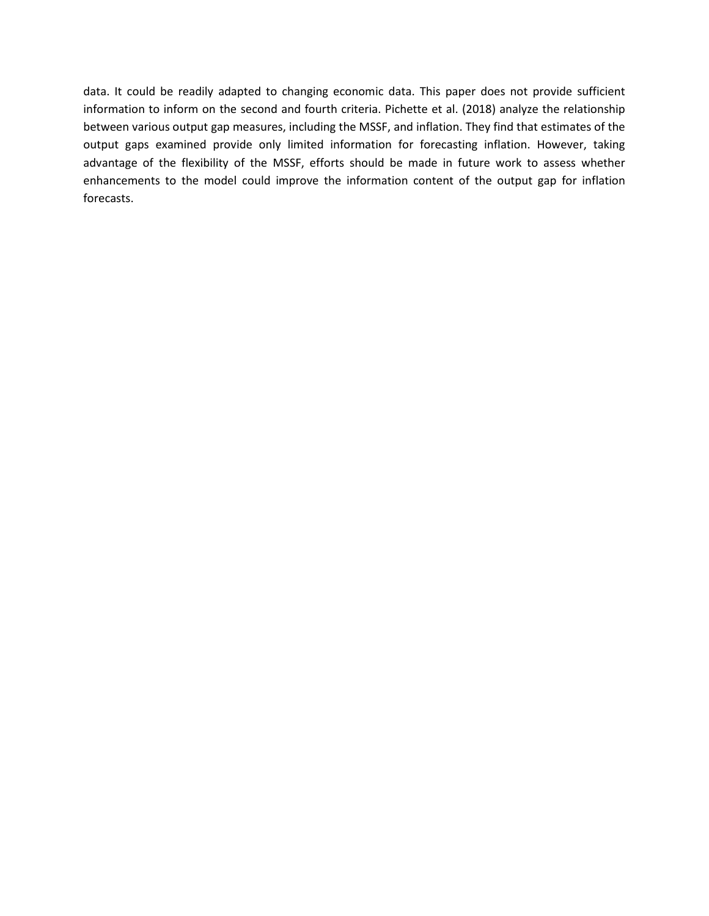data. It could be readily adapted to changing economic data. This paper does not provide sufficient information to inform on the second and fourth criteria. Pichette et al. (2018) analyze the relationship between various output gap measures, including the MSSF, and inflation. They find that estimates of the output gaps examined provide only limited information for forecasting inflation. However, taking advantage of the flexibility of the MSSF, efforts should be made in future work to assess whether enhancements to the model could improve the information content of the output gap for inflation forecasts.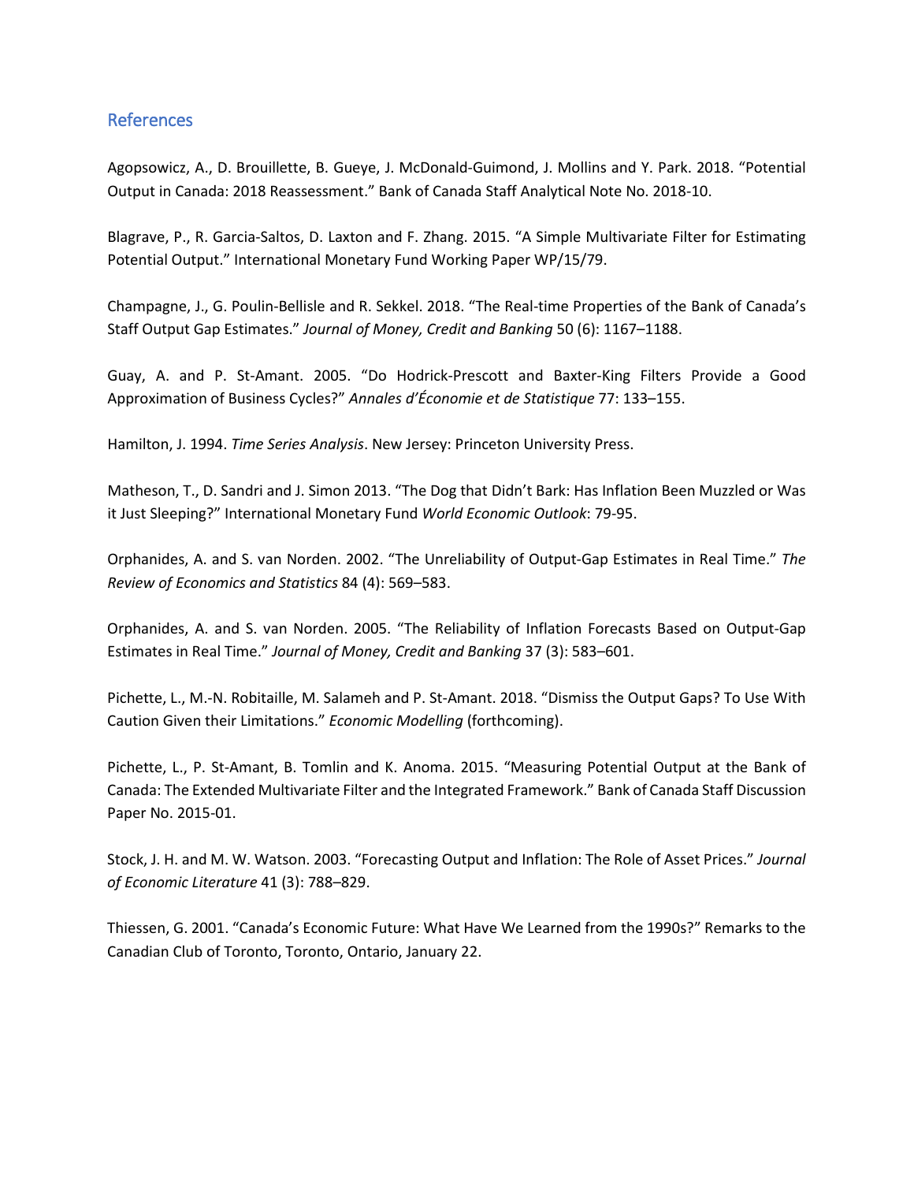## References

Agopsowicz, A., D. Brouillette, B. Gueye, J. McDonald-Guimond, J. Mollins and Y. Park. 2018. "Potential Output in Canada: 2018 Reassessment." Bank of Canada Staff Analytical Note No. 2018-10.

Blagrave, P., R. Garcia-Saltos, D. Laxton and F. Zhang. 2015. "A Simple Multivariate Filter for Estimating Potential Output." International Monetary Fund Working Paper WP/15/79.

Champagne, J., G. Poulin-Bellisle and R. Sekkel. 2018. "The Real-time Properties of the Bank of Canada's Staff Output Gap Estimates." *Journal of Money, Credit and Banking* 50 (6): 1167–1188.

Guay, A. and P. St-Amant. 2005. "Do Hodrick-Prescott and Baxter-King Filters Provide a Good Approximation of Business Cycles?" *Annales d'Économie et de Statistique* 77: 133–155.

Hamilton, J. 1994. *Time Series Analysis*. New Jersey: Princeton University Press.

Matheson, T., D. Sandri and J. Simon 2013. "The Dog that Didn't Bark: Has Inflation Been Muzzled or Was it Just Sleeping?" International Monetary Fund *World Economic Outlook*: 79-95.

Orphanides, A. and S. van Norden. 2002. "The Unreliability of Output-Gap Estimates in Real Time." *The Review of Economics and Statistics* 84 (4): 569–583.

Orphanides, A. and S. van Norden. 2005. "The Reliability of Inflation Forecasts Based on Output-Gap Estimates in Real Time." *Journal of Money, Credit and Banking* 37 (3): 583–601.

Pichette, L., M.-N. Robitaille, M. Salameh and P. St-Amant. 2018. "Dismiss the Output Gaps? To Use With Caution Given their Limitations." *Economic Modelling* (forthcoming).

Pichette, L., P. St-Amant, B. Tomlin and K. Anoma. 2015. "Measuring Potential Output at the Bank of Canada: The Extended Multivariate Filter and the Integrated Framework." Bank of Canada Staff Discussion Paper No. 2015-01.

Stock, J. H. and M. W. Watson. 2003. "Forecasting Output and Inflation: The Role of Asset Prices." *Journal of Economic Literature* 41 (3): 788–829.

Thiessen, G. 2001. "Canada's Economic Future: What Have We Learned from the 1990s?" Remarks to the Canadian Club of Toronto, Toronto, Ontario, January 22.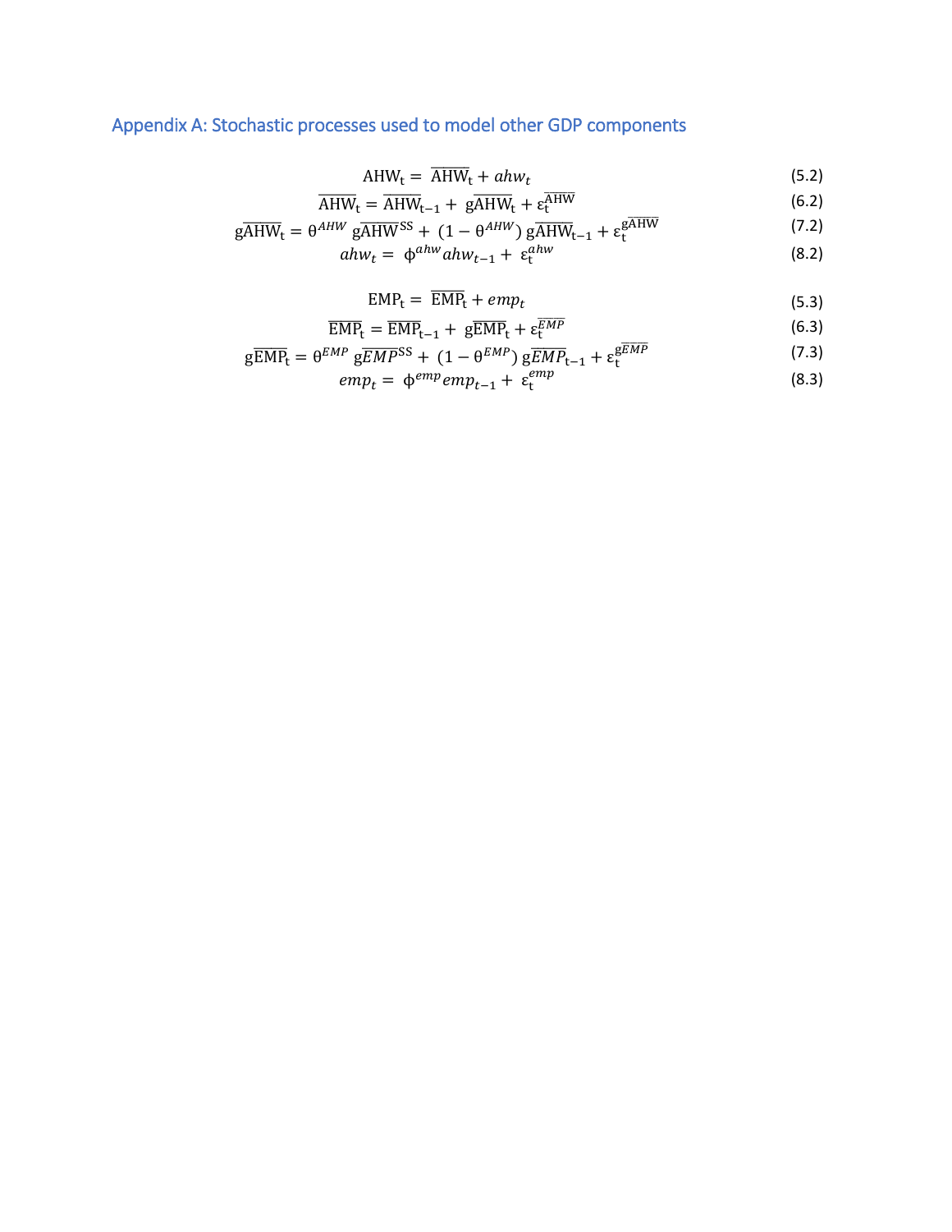## Appendix A: Stochastic processes used to model other GDP components

$$\mathrm{AHW_t} = \overline{\mathrm{AHW}}_\mathrm{t} + ahw_t \tag{5.2}$$

$$\overline{\mathrm{AHW}}_\mathrm{t} = \overline{\mathrm{AHW}}_\mathrm{t-1} + \mathrm{g}\overline{\mathrm{AHW}}_\mathrm{t} + \varepsilon_\mathrm{t}^{\overline{\mathrm{AHW}}} \tag{6.2}$$

$$\mathrm{g}\overline{\mathrm{AHW}}_\mathrm{t} = \theta^{AHW}\,\mathrm{g}\overline{\mathrm{AHW}}^{\mathrm{SS}} + (1 - \theta^{AHW})\,\mathrm{g}\overline{\mathrm{AHW}}_\mathrm{t-1} + \varepsilon_\mathrm{t}^{\mathrm{g}\overline{\mathrm{AHW}}} \tag{7.2}$$

$$ahw_t = \phi^{ahw} ahw_{t-1} + \varepsilon_\mathrm{t}^{ahw} \tag{8.2}$$

$$\mathrm{EMP_t} = \overline{\mathrm{EMP}}_\mathrm{t} + emp_t \tag{5.3}$$

$$\overline{\mathrm{EMP}}_\mathrm{t} = \overline{\mathrm{EMP}}_\mathrm{t-1} + \mathrm{g}\overline{\mathrm{EMP}}_\mathrm{t} + \varepsilon_\mathrm{t}^{\overline{EMP}} \tag{6.3}$$

$$\mathrm{g}\overline{\mathrm{EMP}}_\mathrm{t} = \theta^{EMP}\,\mathrm{g}\overline{EMP}^{\mathrm{SS}} + (1 - \theta^{EMP})\,\mathrm{g}\overline{EMP}_\mathrm{t-1} + \varepsilon_\mathrm{t}^{\mathrm{g}\overline{EMP}} \tag{7.3}$$

$$emp_t = \phi^{emp} emp_{t-1} + \varepsilon_\mathrm{t}^{emp} \tag{8.3}$$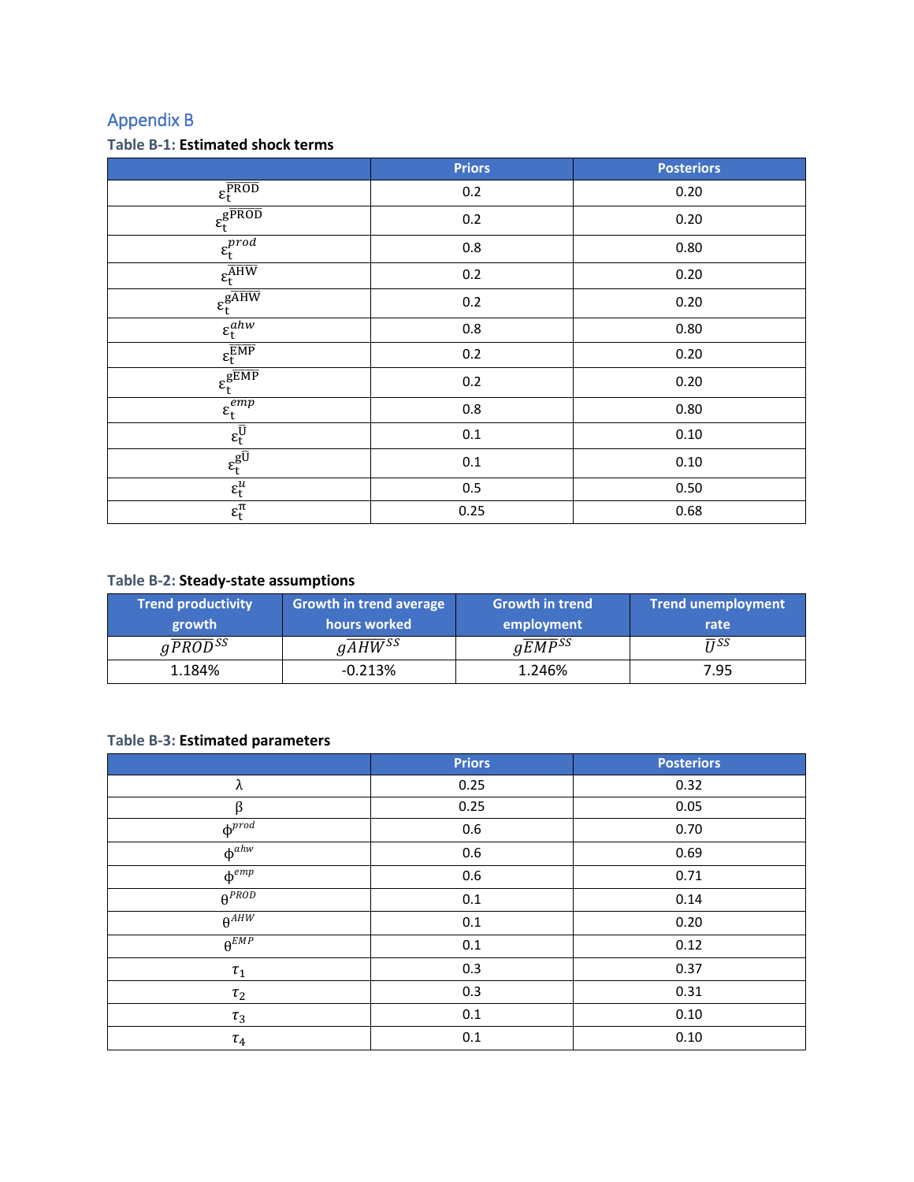## Appendix B

**Table B-1: Estimated shock terms**

| | Priors | Posteriors |
|---|---|---|
| $\varepsilon_t^{\overline{PROD}}$ | 0.2 | 0.20 |
| $\varepsilon_t^{g\overline{PROD}}$ | 0.2 | 0.20 |
| $\varepsilon_t^{prod}$ | 0.8 | 0.80 |
| $\varepsilon_t^{\overline{AHW}}$ | 0.2 | 0.20 |
| $\varepsilon_t^{g\overline{AHW}}$ | 0.2 | 0.20 |
| $\varepsilon_t^{ahw}$ | 0.8 | 0.80 |
| $\varepsilon_t^{\overline{EMP}}$ | 0.2 | 0.20 |
| $\varepsilon_t^{g\overline{EMP}}$ | 0.2 | 0.20 |
| $\varepsilon_t^{emp}$ | 0.8 | 0.80 |
| $\varepsilon_t^{\overline{U}}$ | 0.1 | 0.10 |
| $\varepsilon_t^{g\overline{U}}$ | 0.1 | 0.10 |
| $\varepsilon_t^{u}$ | 0.5 | 0.50 |
| $\varepsilon_t^{\pi}$ | 0.25 | 0.68 |

**Table B-2: Steady-state assumptions**

| Trend productivity growth | Growth in trend average hours worked | Growth in trend employment | Trend unemployment rate |
|---|---|---|---|
| $g\overline{PROD}^{SS}$ | $g\overline{AHW}^{SS}$ | $g\overline{EMP}^{SS}$ | $\overline{U}^{SS}$ |
| 1.184% | -0.213% | 1.246% | 7.95 |

**Table B-3: Estimated parameters**

| | Priors | Posteriors |
|---|---|---|
| $\lambda$ | 0.25 | 0.32 |
| $\beta$ | 0.25 | 0.05 |
| $\phi^{prod}$ | 0.6 | 0.70 |
| $\phi^{ahw}$ | 0.6 | 0.69 |
| $\phi^{emp}$ | 0.6 | 0.71 |
| $\theta^{PROD}$ | 0.1 | 0.14 |
| $\theta^{AHW}$ | 0.1 | 0.20 |
| $\theta^{EMP}$ | 0.1 | 0.12 |
| $\tau_1$ | 0.3 | 0.37 |
| $\tau_2$ | 0.3 | 0.31 |
| $\tau_3$ | 0.1 | 0.10 |
| $\tau_4$ | 0.1 | 0.10 |